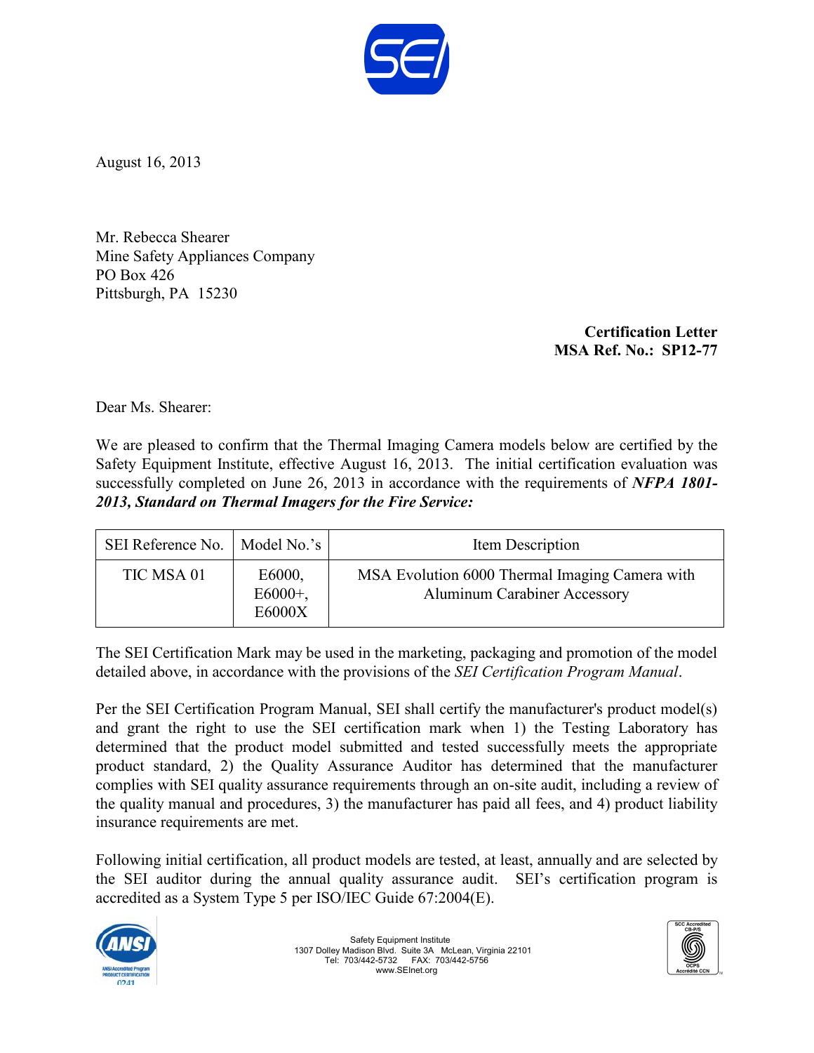August 16, 2013

Mr. Rebecca Shearer
Mine Safety Appliances Company
PO Box 426
Pittsburgh, PA 15230

**Certification Letter**
**MSA Ref. No.: SP12-77**

Dear Ms. Shearer:

We are pleased to confirm that the Thermal Imaging Camera models below are certified by the Safety Equipment Institute, effective August 16, 2013. The initial certification evaluation was successfully completed on June 26, 2013 in accordance with the requirements of ***NFPA 1801-2013, Standard on Thermal Imagers for the Fire Service:***

| SEI Reference No. | Model No.'s | Item Description |
|---|---|---|
| TIC MSA 01 | E6000, E6000+, E6000X | MSA Evolution 6000 Thermal Imaging Camera with Aluminum Carabiner Accessory |

The SEI Certification Mark may be used in the marketing, packaging and promotion of the model detailed above, in accordance with the provisions of the *SEI Certification Program Manual*.

Per the SEI Certification Program Manual, SEI shall certify the manufacturer's product model(s) and grant the right to use the SEI certification mark when 1) the Testing Laboratory has determined that the product model submitted and tested successfully meets the appropriate product standard, 2) the Quality Assurance Auditor has determined that the manufacturer complies with SEI quality assurance requirements through an on-site audit, including a review of the quality manual and procedures, 3) the manufacturer has paid all fees, and 4) product liability insurance requirements are met.

Following initial certification, all product models are tested, at least, annually and are selected by the SEI auditor during the annual quality assurance audit. SEI's certification program is accredited as a System Type 5 per ISO/IEC Guide 67:2004(E).

Safety Equipment Institute
1307 Dolley Madison Blvd. Suite 3A McLean, Virginia 22101
Tel: 703/442-5732 FAX: 703/442-5756
www.SEInet.org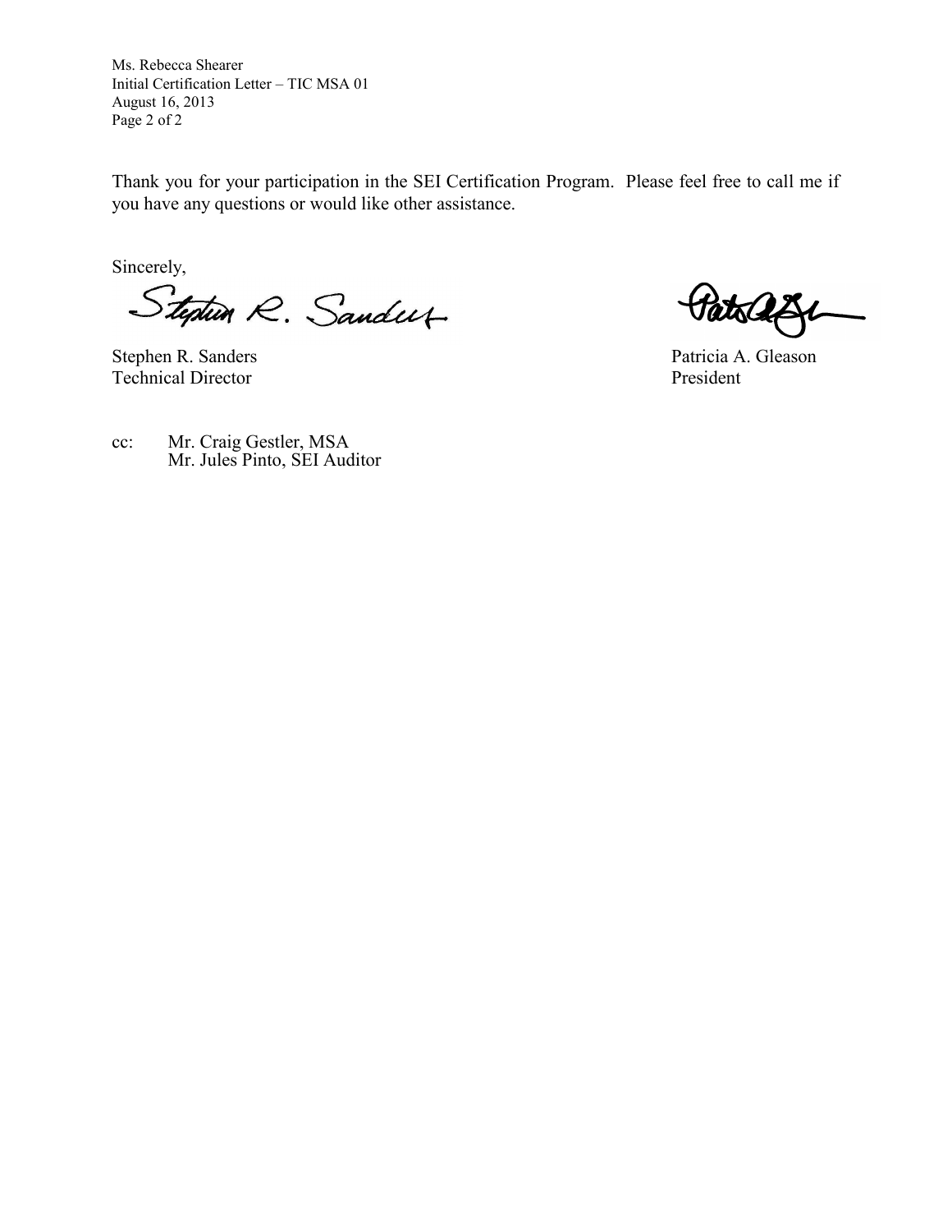Thank you for your participation in the SEI Certification Program. Please feel free to call me if you have any questions or would like other assistance.

Sincerely,

Stephen R. Sanders
Technical Director

Patricia A. Gleason
President

cc: Mr. Craig Gestler, MSA
Mr. Jules Pinto, SEI Auditor